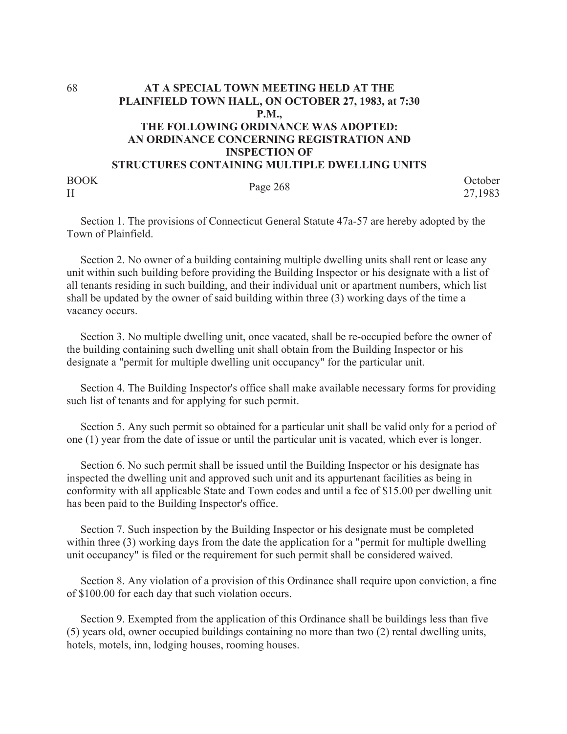# AT A SPECIAL TOWN MEETING HELD AT THE PLAINFIELD TOWN HALL, ON OCTOBER 27, 1983, at 7:30 P.M., THE FOLLOWING ORDINANCE WAS ADOPTED: AN ORDINANCE CONCERNING REGISTRATION AND INSPECTION OF STRUCTURES CONTAINING MULTIPLE DWELLING UNITS

| BOOK H | Page 268 | October 27,1983 |
|---|---|---|

Section 1. The provisions of Connecticut General Statute 47a-57 are hereby adopted by the Town of Plainfield.

Section 2. No owner of a building containing multiple dwelling units shall rent or lease any unit within such building before providing the Building Inspector or his designate with a list of all tenants residing in such building, and their individual unit or apartment numbers, which list shall be updated by the owner of said building within three (3) working days of the time a vacancy occurs.

Section 3. No multiple dwelling unit, once vacated, shall be re-occupied before the owner of the building containing such dwelling unit shall obtain from the Building Inspector or his designate a "permit for multiple dwelling unit occupancy" for the particular unit.

Section 4. The Building Inspector's office shall make available necessary forms for providing such list of tenants and for applying for such permit.

Section 5. Any such permit so obtained for a particular unit shall be valid only for a period of one (1) year from the date of issue or until the particular unit is vacated, which ever is longer.

Section 6. No such permit shall be issued until the Building Inspector or his designate has inspected the dwelling unit and approved such unit and its appurtenant facilities as being in conformity with all applicable State and Town codes and until a fee of $15.00 per dwelling unit has been paid to the Building Inspector's office.

Section 7. Such inspection by the Building Inspector or his designate must be completed within three (3) working days from the date the application for a "permit for multiple dwelling unit occupancy" is filed or the requirement for such permit shall be considered waived.

Section 8. Any violation of a provision of this Ordinance shall require upon conviction, a fine of $100.00 for each day that such violation occurs.

Section 9. Exempted from the application of this Ordinance shall be buildings less than five (5) years old, owner occupied buildings containing no more than two (2) rental dwelling units, hotels, motels, inn, lodging houses, rooming houses.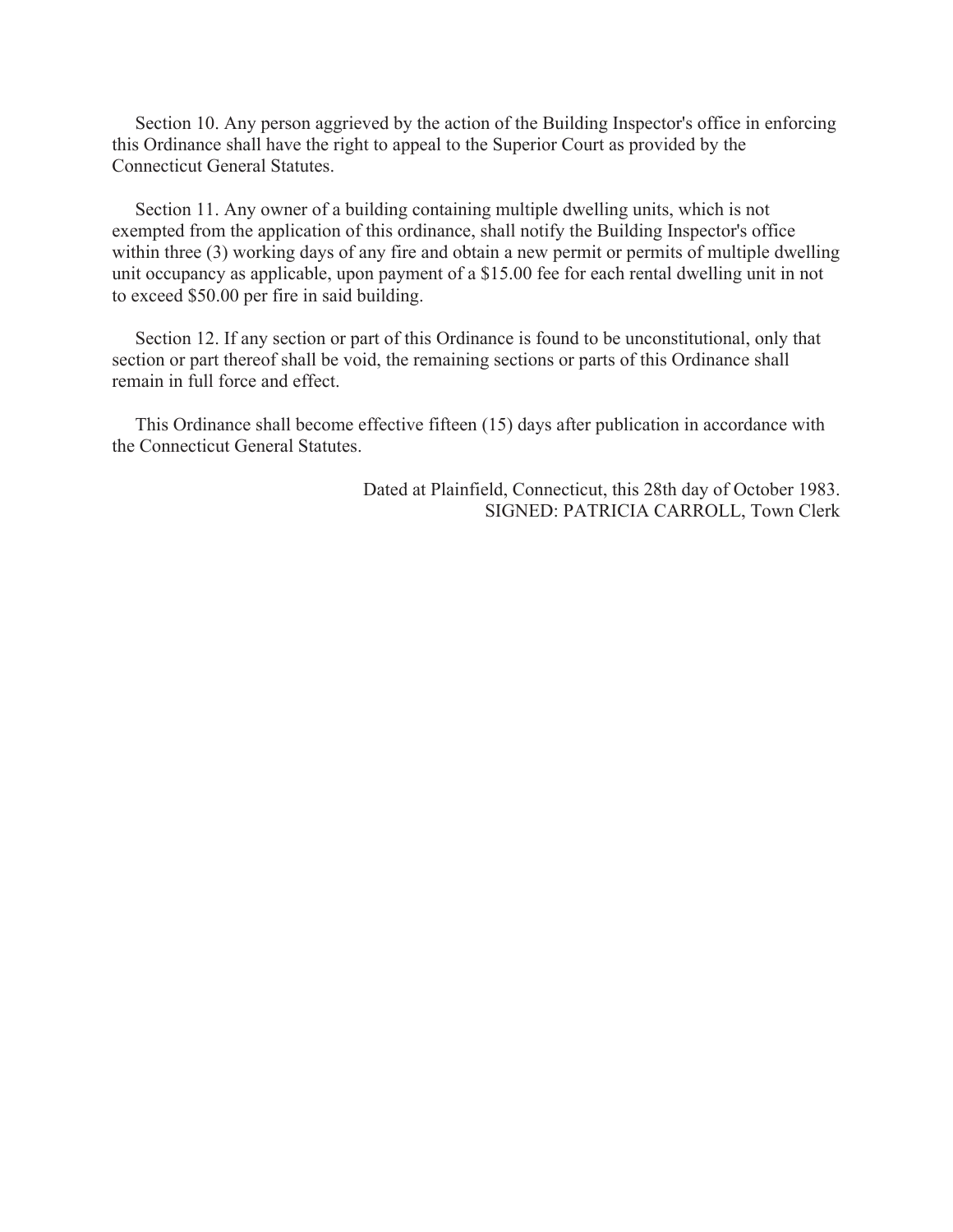Section 10. Any person aggrieved by the action of the Building Inspector's office in enforcing this Ordinance shall have the right to appeal to the Superior Court as provided by the Connecticut General Statutes.

Section 11. Any owner of a building containing multiple dwelling units, which is not exempted from the application of this ordinance, shall notify the Building Inspector's office within three (3) working days of any fire and obtain a new permit or permits of multiple dwelling unit occupancy as applicable, upon payment of a $15.00 fee for each rental dwelling unit in not to exceed $50.00 per fire in said building.

Section 12. If any section or part of this Ordinance is found to be unconstitutional, only that section or part thereof shall be void, the remaining sections or parts of this Ordinance shall remain in full force and effect.

This Ordinance shall become effective fifteen (15) days after publication in accordance with the Connecticut General Statutes.

Dated at Plainfield, Connecticut, this 28th day of October 1983.
SIGNED: PATRICIA CARROLL, Town Clerk